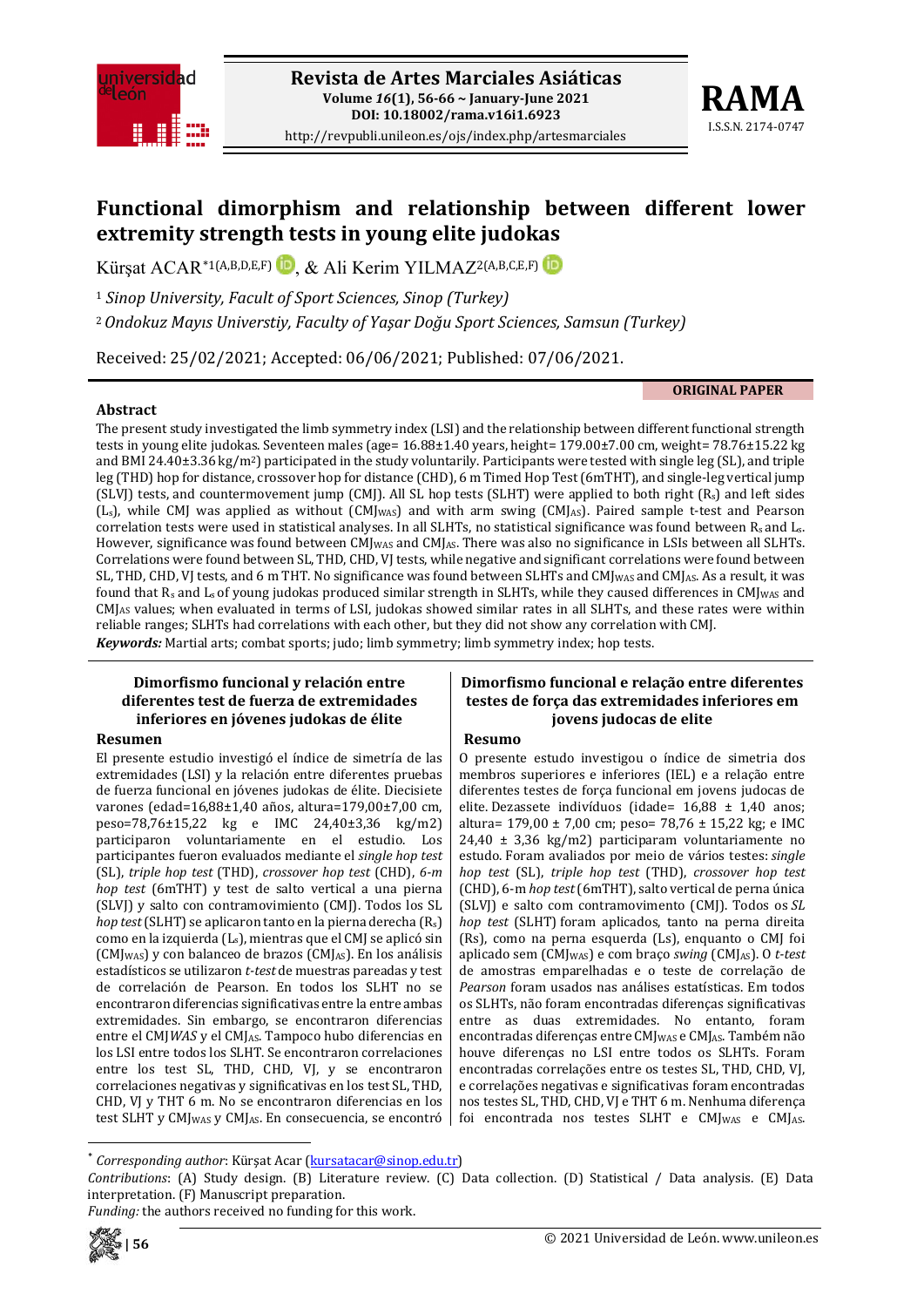# Functional dimorphism and relationship between different lower extremity strength tests in young elite judokas

Kürşat ACAR*[1(A,B,D,E,F)], & Ali Kerim YILMAZ[2(A,B,C,E,F)]

[1] *Sinop University, Facult of Sport Sciences, Sinop (Turkey)*

[2] *Ondokuz Mayıs Universtiy, Faculty of Yaşar Doğu Sport Sciences, Samsun (Turkey)*

Received: 25/02/2021; Accepted: 06/06/2021; Published: 07/06/2021.

**ORIGINAL PAPER**

## Abstract

The present study investigated the limb symmetry index (LSI) and the relationship between different functional strength tests in young elite judokas. Seventeen males (age= 16.88±1.40 years, height= 179.00±7.00 cm, weight= 78.76±15.22 kg and BMI 24.40±3.36 kg/m²) participated in the study voluntarily. Participants were tested with single leg (SL), and triple leg (THD) hop for distance, crossover hop for distance (CHD), 6 m Timed Hop Test (6mTHT), and single-leg vertical jump (SLVJ) tests, and countermovement jump (CMJ). All SL hop tests (SLHT) were applied to both right ($R_s$) and left sides ($L_s$), while CMJ was applied as without ($CMJ_{WAS}$) and with arm swing ($CMJ_{AS}$). Paired sample t-test and Pearson correlation tests were used in statistical analyses. In all SLHTs, no statistical significance was found between $R_s$ and $L_s$. However, significance was found between $CMJ_{WAS}$ and $CMJ_{AS}$. There was also no significance in LSIs between all SLHTs. Correlations were found between SL, THD, CHD, VJ tests, while negative and significant correlations were found between SL, THD, CHD, VJ tests, and 6 m THT. No significance was found between SLHTs and $CMJ_{WAS}$ and $CMJ_{AS}$. As a result, it was found that $R_s$ and $L_s$ of young judokas produced similar strength in SLHTs, while they caused differences in $CMJ_{WAS}$ and $CMJ_{AS}$ values; when evaluated in terms of LSI, judokas showed similar rates in all SLHTs, and these rates were within reliable ranges; SLHTs had correlations with each other, but they did not show any correlation with CMJ.

***Keywords:*** Martial arts; combat sports; judo; limb symmetry; limb symmetry index; hop tests.

## Dimorfismo funcional y relación entre diferentes test de fuerza de extremidades inferiores en jóvenes judokas de élite

### Resumen

El presente estudio investigó el índice de simetría de las extremidades (LSI) y la relación entre diferentes pruebas de fuerza funcional en jóvenes judokas de élite. Diecisiete varones (edad=16,88±1,40 años, altura=179,00±7,00 cm, peso=78,76±15,22 kg e IMC 24,40±3,36 kg/m2) participaron voluntariamente en el estudio. Los participantes fueron evaluados mediante el *single hop test* (SL), *triple hop test* (THD), *crossover hop test* (CHD), *6-m hop test* (6mTHT) y test de salto vertical a una pierna (SLVJ) y salto con contramovimiento (CMJ). Todos los SL *hop test* (SLHT) se aplicaron tanto en la pierna derecha ($R_s$) como en la izquierda ($L_s$), mientras que el CMJ se aplicó sin ($CMJ_{WAS}$) y con balanceo de brazos ($CMJ_{AS}$). En los análisis estadísticos se utilizaron *t-test* de muestras pareadas y test de correlación de Pearson. En todos los SLHT no se encontraron diferencias significativas entre ambas extremidades. Sin embargo, se encontraron diferencias entre el CMJ*WAS* y el $CMJ_{AS}$. Tampoco hubo diferencias en los LSI entre todos los SLHT. Se encontraron correlaciones entre los test SL, THD, CHD, VJ, y se encontraron correlaciones negativas y significativas en los test SL, THD, CHD, VJ y THT 6 m. No se encontraron diferencias en los test SLHT y $CMJ_{WAS}$ y $CMJ_{AS}$. En consecuencia, se encontró

## Dimorfismo funcional e relação entre diferentes testes de força das extremidades inferiores em jovens judocas de elite

### Resumo

O presente estudo investigou o índice de simetria dos membros superiores e inferiores (IEL) e a relação entre diferentes testes de força funcional em jovens judocas de elite. Dezessete indivíduos (idade= 16,88 ± 1,40 anos; altura= 179,00 ± 7,00 cm; peso= 78,76 ± 15,22 kg; e IMC 24,40 ± 3,36 kg/m2) participaram voluntariamente no estudo. Foram avaliados por meio de vários testes: *single hop test* (SL), *triple hop test* (THD), *crossover hop test* (CHD), 6-m *hop test* (6mTHT), salto vertical de perna única (SLVJ) e salto com contramovimento (CMJ). Todos os *SL hop test* (SLHT) foram aplicados, tanto na perna direita (Rs), como na perna esquerda (Ls), enquanto o CMJ foi aplicado sem ($CMJ_{WAS}$) e com braço *swing* ($CMJ_{AS}$). O *t-test* de amostras emparelhadas e o teste de correlação de *Pearson* foram usados nas análises estatísticas. Em todos os SLHTs, não foram encontradas diferenças significativas entre as duas extremidades. No entanto, foram encontradas diferenças entre $CMJ_{WAS}$ e $CMJ_{AS}$. Também não houve diferenças no LSI entre todos os SLHTs. Foram encontradas correlações entre os testes SL, THD, CHD, VJ, e correlações negativas e significativas foram encontradas nos testes SL, THD, CHD, VJ e THT 6 m. Nenhuma diferença foi encontrada nos testes SLHT e $CMJ_{WAS}$ e $CMJ_{AS}$.

---

* *Corresponding author*: Kürşat Acar (kursatacar@sinop.edu.tr)

*Contributions*: (A) Study design. (B) Literature review. (C) Data collection. (D) Statistical / Data analysis. (E) Data interpretation. (F) Manuscript preparation.

*Funding:* the authors received no funding for this work.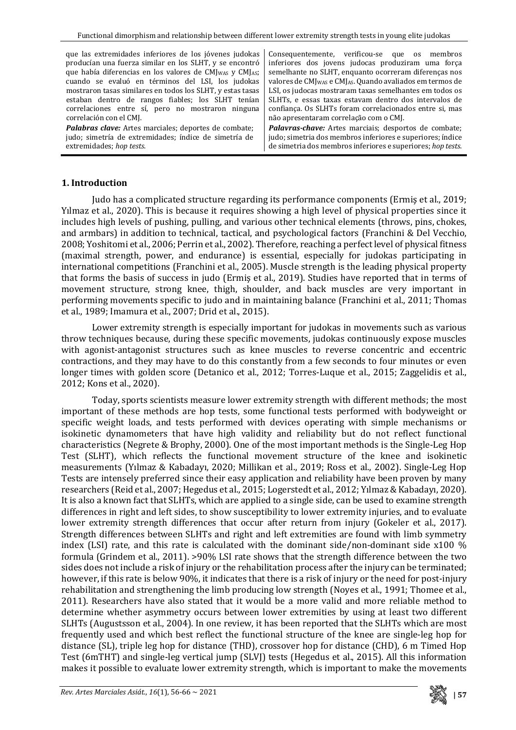que las extremidades inferiores de los jóvenes judokas producían una fuerza similar en los SLHT, y se encontró que había diferencias en los valores de $CMJ_{WAS}$ y $CMJ_{AS}$; cuando se evaluó en términos del LSI, los judokas mostraron tasas similares en todos los SLHT, y estas tasas estaban dentro de rangos fiables; los SLHT tenían correlaciones entre sí, pero no mostraron ninguna correlación con el CMJ.

***Palabras clave:*** Artes marciales; deportes de combate; judo; simetría de extremidades; índice de simetría de extremidades; *hop tests*.

Consequentemente, verificou-se que os membros inferiores dos jovens judocas produziram uma força semelhante no SLHT, enquanto ocorreram diferenças nos valores de $CMJ_{WAS}$ e $CMJ_{AS}$. Quando avaliados em termos de LSI, os judocas mostraram taxas semelhantes em todos os SLHTs, e essas taxas estavam dentro dos intervalos de confiança. Os SLHTs foram correlacionados entre si, mas não apresentaram correlação com o CMJ.

***Palavras-chave:*** Artes marciais; desportos de combate; judo; simetria dos membros inferiores e superiores; índice de simetria dos membros inferiores e superiores; *hop tests*.

## 1. Introduction

Judo has a complicated structure regarding its performance components (Ermiş et al., 2019; Yılmaz et al., 2020). This is because it requires showing a high level of physical properties since it includes high levels of pushing, pulling, and various other technical elements (throws, pins, chokes, and armbars) in addition to technical, tactical, and psychological factors (Franchini & Del Vecchio, 2008; Yoshitomi et al., 2006; Perrin et al., 2002). Therefore, reaching a perfect level of physical fitness (maximal strength, power, and endurance) is essential, especially for judokas participating in international competitions (Franchini et al., 2005). Muscle strength is the leading physical property that forms the basis of success in judo (Ermiş et al., 2019). Studies have reported that in terms of movement structure, strong knee, thigh, shoulder, and back muscles are very important in performing movements specific to judo and in maintaining balance (Franchini et al., 2011; Thomas et al., 1989; Imamura et al., 2007; Drid et al., 2015).

Lower extremity strength is especially important for judokas in movements such as various throw techniques because, during these specific movements, judokas continuously expose muscles with agonist-antagonist structures such as knee muscles to reverse concentric and eccentric contractions, and they may have to do this constantly from a few seconds to four minutes or even longer times with golden score (Detanico et al., 2012; Torres-Luque et al., 2015; Zaggelidis et al., 2012; Kons et al., 2020).

Today, sports scientists measure lower extremity strength with different methods; the most important of these methods are hop tests, some functional tests performed with bodyweight or specific weight loads, and tests performed with devices operating with simple mechanisms or isokinetic dynamometers that have high validity and reliability but do not reflect functional characteristics (Negrete & Brophy, 2000). One of the most important methods is the Single-Leg Hop Test (SLHT), which reflects the functional movement structure of the knee and isokinetic measurements (Yılmaz & Kabadayı, 2020; Millikan et al., 2019; Ross et al., 2002). Single-Leg Hop Tests are intensely preferred since their easy application and reliability have been proven by many researchers (Reid et al., 2007; Hegedus et al., 2015; Logerstedt et al., 2012; Yılmaz & Kabadayı, 2020). It is also a known fact that SLHTs, which are applied to a single side, can be used to examine strength differences in right and left sides, to show susceptibility to lower extremity injuries, and to evaluate lower extremity strength differences that occur after return from injury (Gokeler et al., 2017). Strength differences between SLHTs and right and left extremities are found with limb symmetry index (LSI) rate, and this rate is calculated with the dominant side/non-dominant side x100 % formula (Grindem et al., 2011). >90% LSI rate shows that the strength difference between the two sides does not include a risk of injury or the rehabilitation process after the injury can be terminated; however, if this rate is below 90%, it indicates that there is a risk of injury or the need for post-injury rehabilitation and strengthening the limb producing low strength (Noyes et al., 1991; Thomee et al., 2011). Researchers have also stated that it would be a more valid and more reliable method to determine whether asymmetry occurs between lower extremities by using at least two different SLHTs (Augustsson et al., 2004). In one review, it has been reported that the SLHTs which are most frequently used and which best reflect the functional structure of the knee are single-leg hop for distance (SL), triple leg hop for distance (THD), crossover hop for distance (CHD), 6 m Timed Hop Test (6mTHT) and single-leg vertical jump (SLVJ) tests (Hegedus et al., 2015). All this information makes it possible to evaluate lower extremity strength, which is important to make the movements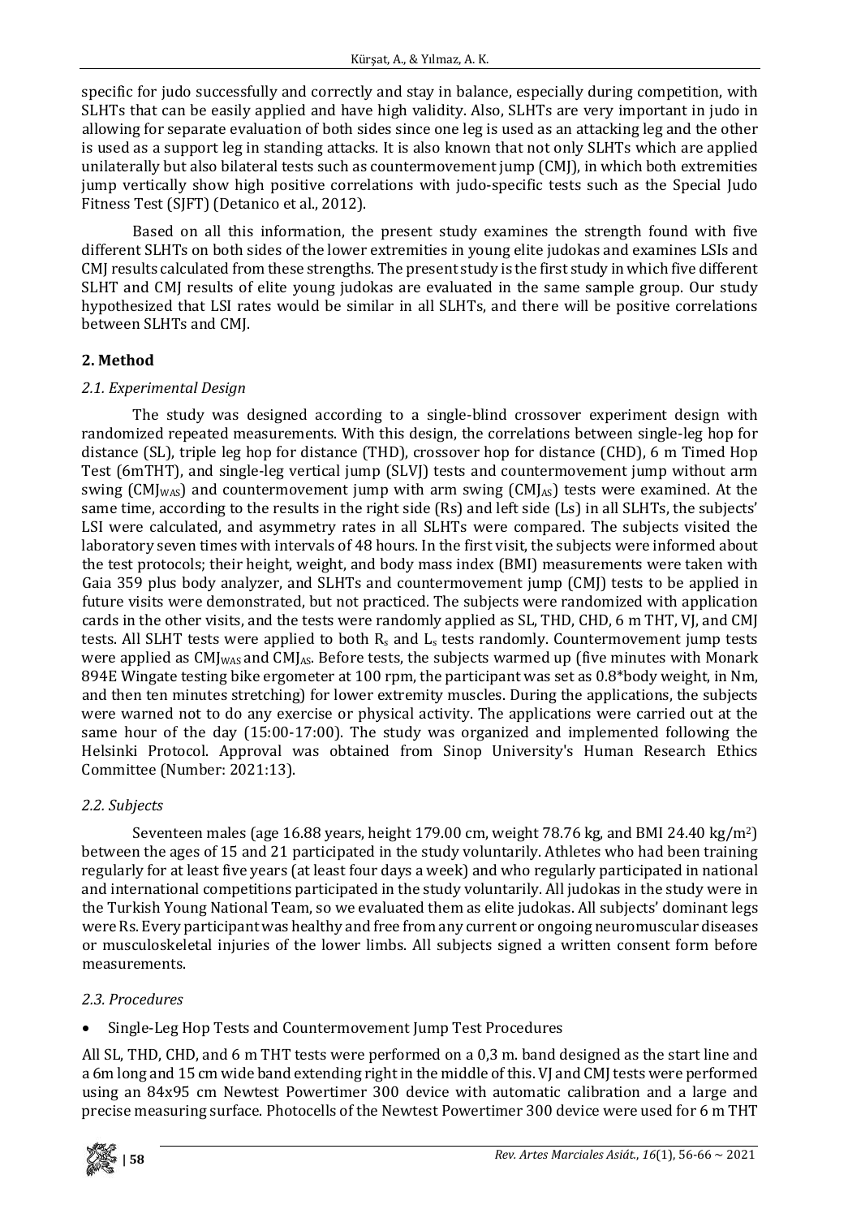specific for judo successfully and correctly and stay in balance, especially during competition, with SLHTs that can be easily applied and have high validity. Also, SLHTs are very important in judo in allowing for separate evaluation of both sides since one leg is used as an attacking leg and the other is used as a support leg in standing attacks. It is also known that not only SLHTs which are applied unilaterally but also bilateral tests such as countermovement jump (CMJ), in which both extremities jump vertically show high positive correlations with judo-specific tests such as the Special Judo Fitness Test (SJFT) (Detanico et al., 2012).

Based on all this information, the present study examines the strength found with five different SLHTs on both sides of the lower extremities in young elite judokas and examines LSIs and CMJ results calculated from these strengths. The present study is the first study in which five different SLHT and CMJ results of elite young judokas are evaluated in the same sample group. Our study hypothesized that LSI rates would be similar in all SLHTs, and there will be positive correlations between SLHTs and CMJ.

## 2. Method

### *2.1. Experimental Design*

The study was designed according to a single-blind crossover experiment design with randomized repeated measurements. With this design, the correlations between single-leg hop for distance (SL), triple leg hop for distance (THD), crossover hop for distance (CHD), 6 m Timed Hop Test (6mTHT), and single-leg vertical jump (SLVJ) tests and countermovement jump without arm swing ($CMJ_{WAS}$) and countermovement jump with arm swing ($CMJ_{AS}$) tests were examined. At the same time, according to the results in the right side (Rs) and left side (Ls) in all SLHTs, the subjects' LSI were calculated, and asymmetry rates in all SLHTs were compared. The subjects visited the laboratory seven times with intervals of 48 hours. In the first visit, the subjects were informed about the test protocols; their height, weight, and body mass index (BMI) measurements were taken with Gaia 359 plus body analyzer, and SLHTs and countermovement jump (CMJ) tests to be applied in future visits were demonstrated, but not practiced. The subjects were randomized with application cards in the other visits, and the tests were randomly applied as SL, THD, CHD, 6 m THT, VJ, and CMJ tests. All SLHT tests were applied to both $R_s$ and $L_s$ tests randomly. Countermovement jump tests were applied as $CMJ_{WAS}$ and $CMJ_{AS}$. Before tests, the subjects warmed up (five minutes with Monark 894E Wingate testing bike ergometer at 100 rpm, the participant was set as 0.8*body weight, in Nm, and then ten minutes stretching) for lower extremity muscles. During the applications, the subjects were warned not to do any exercise or physical activity. The applications were carried out at the same hour of the day (15:00-17:00). The study was organized and implemented following the Helsinki Protocol. Approval was obtained from Sinop University's Human Research Ethics Committee (Number: 2021:13).

### *2.2. Subjects*

Seventeen males (age 16.88 years, height 179.00 cm, weight 78.76 kg, and BMI 24.40 kg/m$^2$) between the ages of 15 and 21 participated in the study voluntarily. Athletes who had been training regularly for at least five years (at least four days a week) and who regularly participated in national and international competitions participated in the study voluntarily. All judokas in the study were in the Turkish Young National Team, so we evaluated them as elite judokas. All subjects' dominant legs were Rs. Every participant was healthy and free from any current or ongoing neuromuscular diseases or musculoskeletal injuries of the lower limbs. All subjects signed a written consent form before measurements.

### *2.3. Procedures*

- Single-Leg Hop Tests and Countermovement Jump Test Procedures

All SL, THD, CHD, and 6 m THT tests were performed on a 0,3 m. band designed as the start line and a 6m long and 15 cm wide band extending right in the middle of this. VJ and CMJ tests were performed using an 84x95 cm Newtest Powertimer 300 device with automatic calibration and a large and precise measuring surface. Photocells of the Newtest Powertimer 300 device were used for 6 m THT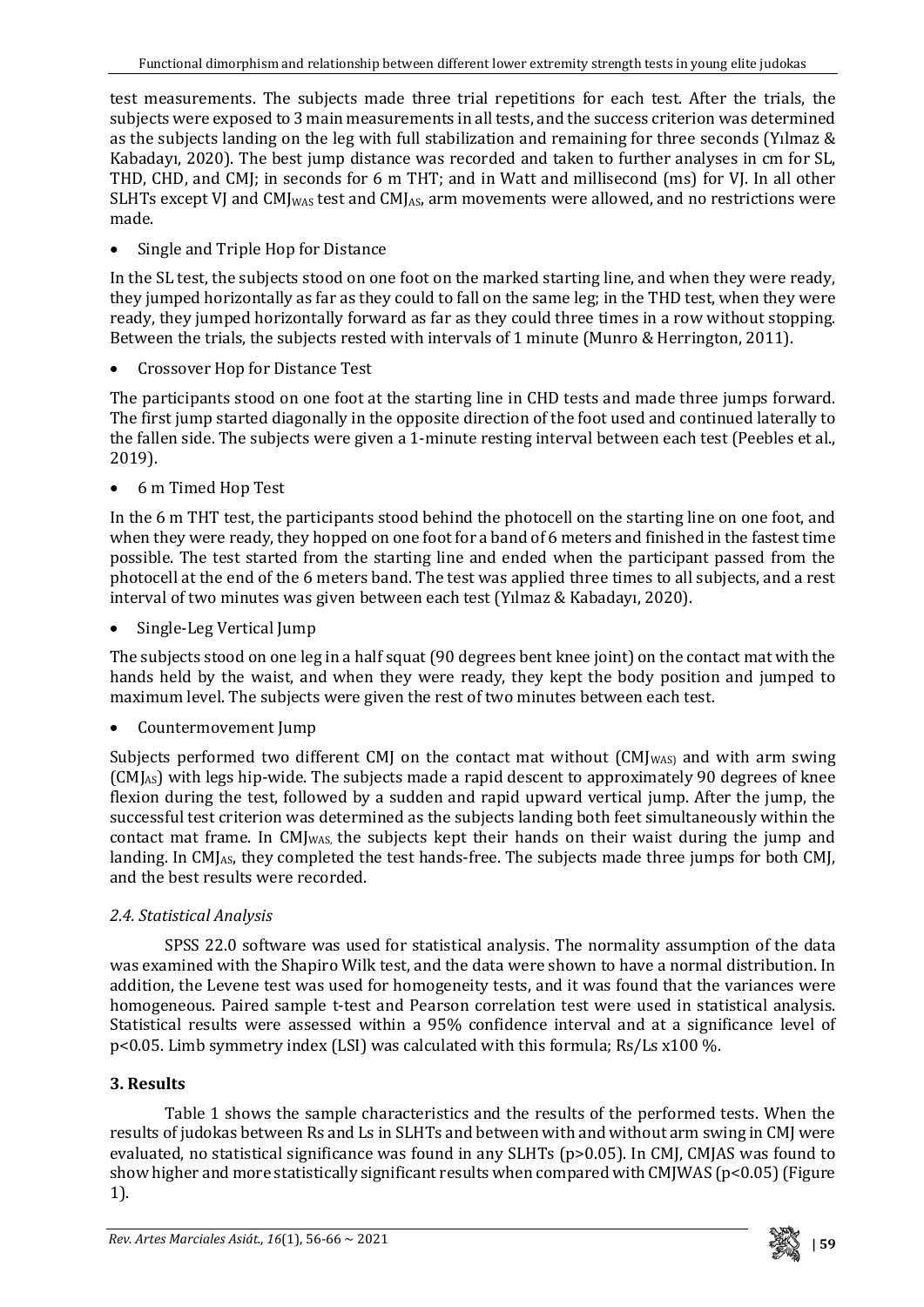test measurements. The subjects made three trial repetitions for each test. After the trials, the subjects were exposed to 3 main measurements in all tests, and the success criterion was determined as the subjects landing on the leg with full stabilization and remaining for three seconds (Yılmaz & Kabadayı, 2020). The best jump distance was recorded and taken to further analyses in cm for SL, THD, CHD, and CMJ; in seconds for 6 m THT; and in Watt and millisecond (ms) for VJ. In all other SLHTs except VJ and $CMJ_{WAS}$ test and $CMJ_{AS}$, arm movements were allowed, and no restrictions were made.

- Single and Triple Hop for Distance

In the SL test, the subjects stood on one foot on the marked starting line, and when they were ready, they jumped horizontally as far as they could to fall on the same leg; in the THD test, when they were ready, they jumped horizontally forward as far as they could three times in a row without stopping. Between the trials, the subjects rested with intervals of 1 minute (Munro & Herrington, 2011).

- Crossover Hop for Distance Test

The participants stood on one foot at the starting line in CHD tests and made three jumps forward. The first jump started diagonally in the opposite direction of the foot used and continued laterally to the fallen side. The subjects were given a 1-minute resting interval between each test (Peebles et al., 2019).

- 6 m Timed Hop Test

In the 6 m THT test, the participants stood behind the photocell on the starting line on one foot, and when they were ready, they hopped on one foot for a band of 6 meters and finished in the fastest time possible. The test started from the starting line and ended when the participant passed from the photocell at the end of the 6 meters band. The test was applied three times to all subjects, and a rest interval of two minutes was given between each test (Yılmaz & Kabadayı, 2020).

- Single-Leg Vertical Jump

The subjects stood on one leg in a half squat (90 degrees bent knee joint) on the contact mat with the hands held by the waist, and when they were ready, they kept the body position and jumped to maximum level. The subjects were given the rest of two minutes between each test.

- Countermovement Jump

Subjects performed two different CMJ on the contact mat without ($CMJ_{WAS}$) and with arm swing ($CMJ_{AS}$) with legs hip-wide. The subjects made a rapid descent to approximately 90 degrees of knee flexion during the test, followed by a sudden and rapid upward vertical jump. After the jump, the successful test criterion was determined as the subjects landing both feet simultaneously within the contact mat frame. In $CMJ_{WAS}$, the subjects kept their hands on their waist during the jump and landing. In $CMJ_{AS}$, they completed the test hands-free. The subjects made three jumps for both CMJ, and the best results were recorded.

### *2.4. Statistical Analysis*

SPSS 22.0 software was used for statistical analysis. The normality assumption of the data was examined with the Shapiro Wilk test, and the data were shown to have a normal distribution. In addition, the Levene test was used for homogeneity tests, and it was found that the variances were homogeneous. Paired sample t-test and Pearson correlation test were used in statistical analysis. Statistical results were assessed within a 95% confidence interval and at a significance level of $p<0.05$. Limb symmetry index (LSI) was calculated with this formula; Rs/Ls x100 %.

## 3. Results

Table 1 shows the sample characteristics and the results of the performed tests. When the results of judokas between Rs and Ls in SLHTs and between with and without arm swing in CMJ were evaluated, no statistical significance was found in any SLHTs ($p>0.05$). In CMJ, CMJAS was found to show higher and more statistically significant results when compared with CMJWAS ($p<0.05$) (Figure 1).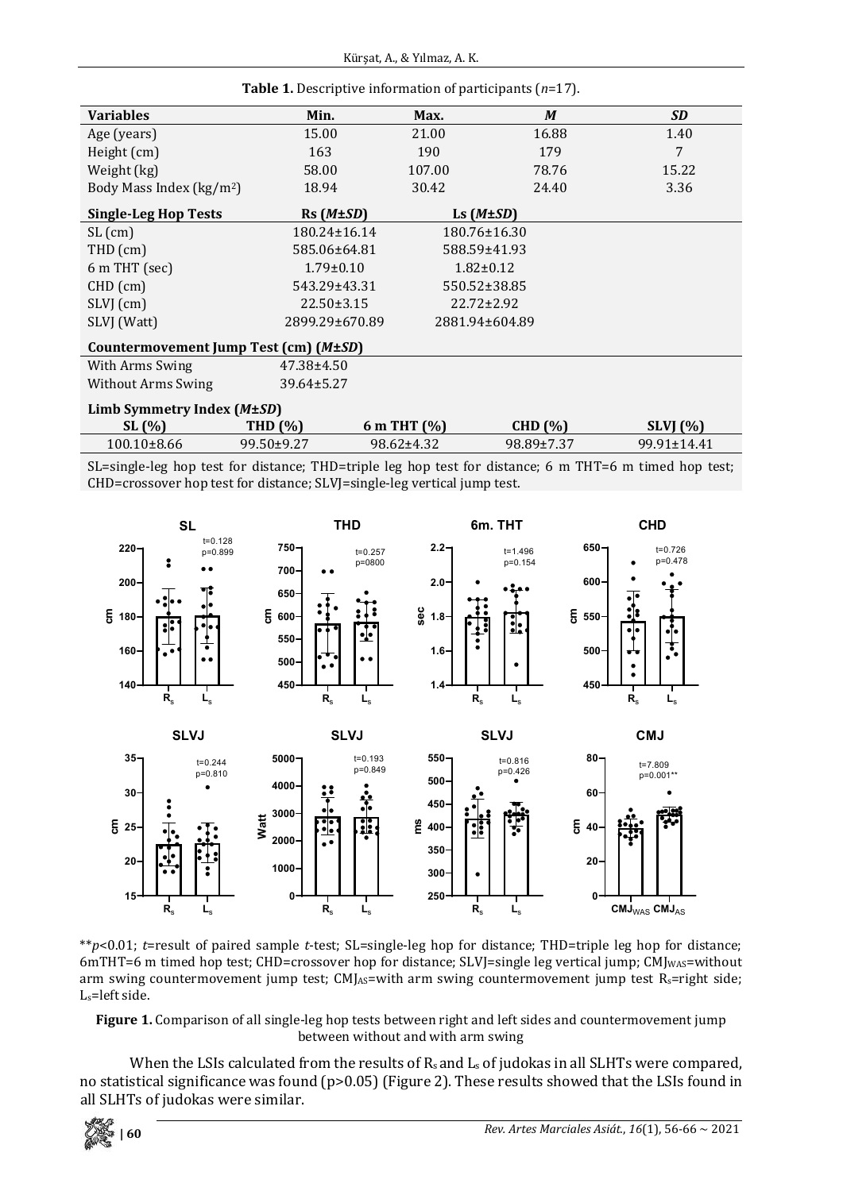**Table 1.** Descriptive information of participants (*n*=17).

| Variables | Min. | Max. | *M* | *SD* |
|---|---|---|---|---|
| Age (years) | 15.00 | 21.00 | 16.88 | 1.40 |
| Height (cm) | 163 | 190 | 179 | 7 |
| Weight (kg) | 58.00 | 107.00 | 78.76 | 15.22 |
| Body Mass Index (kg/m$^2$) | 18.94 | 30.42 | 24.40 | 3.36 |
| **Single-Leg Hop Tests** | **Rs (*M±SD*)** | **Ls (*M±SD*)** | | |
| SL (cm) | 180.24±16.14 | 180.76±16.30 | | |
| THD (cm) | 585.06±64.81 | 588.59±41.93 | | |
| 6 m THT (sec) | 1.79±0.10 | 1.82±0.12 | | |
| CHD (cm) | 543.29±43.31 | 550.52±38.85 | | |
| SLVJ (cm) | 22.50±3.15 | 22.72±2.92 | | |
| SLVJ (Watt) | 2899.29±670.89 | 2881.94±604.89 | | |
| **Countermovement Jump Test (cm) (*M±SD*)** | | | | |
| With Arms Swing | 47.38±4.50 | | | |
| Without Arms Swing | 39.64±5.27 | | | |
| **Limb Symmetry Index (*M±SD*)** | | | | |
| **SL (%)** | **THD (%)** | **6 m THT (%)** | **CHD (%)** | **SLVJ (%)** |
| 100.10±8.66 | 99.50±9.27 | 98.62±4.32 | 98.89±7.37 | 99.91±14.41 |

SL=single-leg hop test for distance; THD=triple leg hop test for distance; 6 m THT=6 m timed hop test; CHD=crossover hop test for distance; SLVJ=single-leg vertical jump test.

**p<0.01; *t*=result of paired sample *t*-test; SL=single-leg hop for distance; THD=triple leg hop for distance; 6mTHT=6 m timed hop test; CHD=crossover hop for distance; SLVJ=single leg vertical jump; $CMJ_{WAS}$=without arm swing countermovement jump test; $CMJ_{AS}$=with arm swing countermovement jump test $R_s$=right side; $L_s$=left side.

**Figure 1.** Comparison of all single-leg hop tests between right and left sides and countermovement jump between without and with arm swing

When the LSIs calculated from the results of $R_s$ and $L_s$ of judokas in all SLHTs were compared, no statistical significance was found (p>0.05) (Figure 2). These results showed that the LSIs found in all SLHTs of judokas were similar.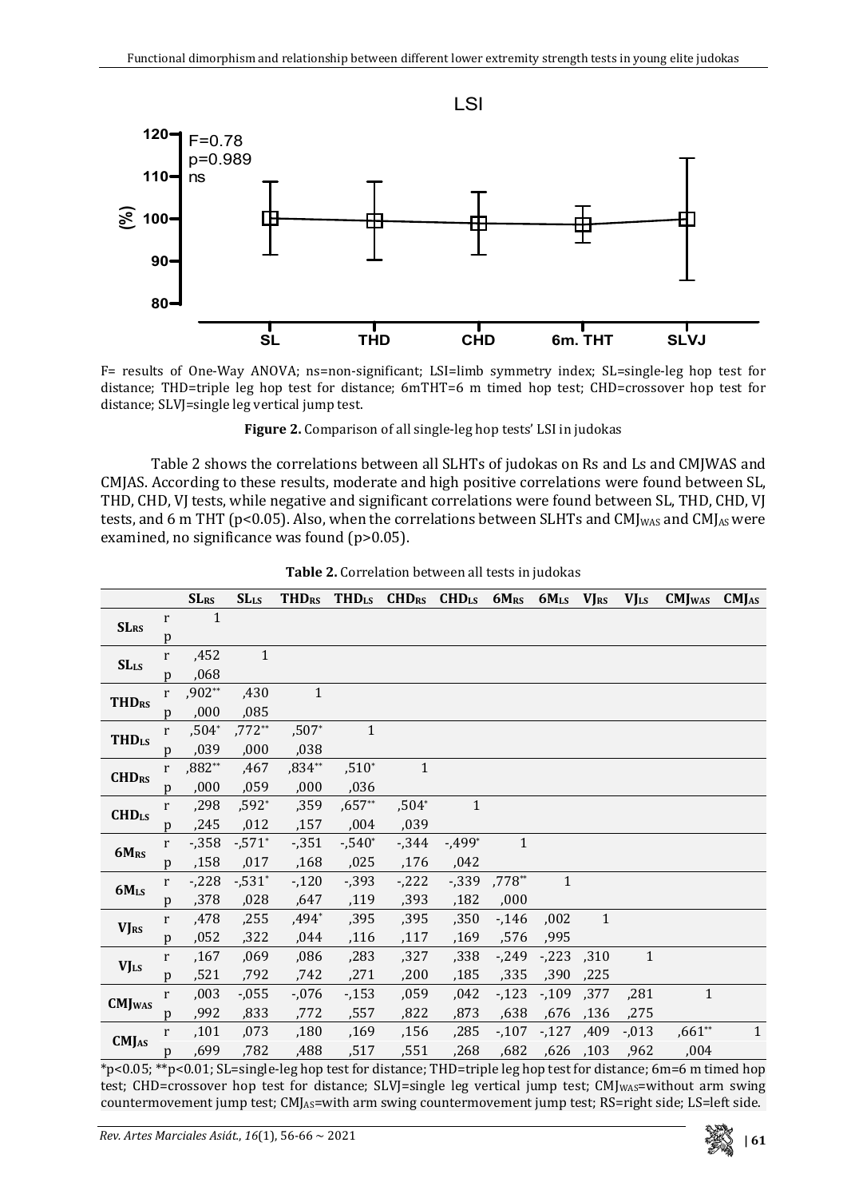F= results of One-Way ANOVA; ns=non-significant; LSI=limb symmetry index; SL=single-leg hop test for distance; THD=triple leg hop test for distance; 6mTHT=6 m timed hop test; CHD=crossover hop test for distance; SLVJ=single leg vertical jump test.

**Figure 2.** Comparison of all single-leg hop tests' LSI in judokas

Table 2 shows the correlations between all SLHTs of judokas on Rs and Ls and CMJWAS and CMJAS. According to these results, moderate and high positive correlations were found between SL, THD, CHD, VJ tests, while negative and significant correlations were found between SL, THD, CHD, VJ tests, and 6 m THT ($p<0.05$). Also, when the correlations between SLHTs and $CMJ_{WAS}$ and $CMJ_{AS}$ were examined, no significance was found ($p>0.05$).

**Table 2.** Correlation between all tests in judokas

| | | $SL_{RS}$ | $SL_{LS}$ | $THD_{RS}$ | $THD_{LS}$ | $CHD_{RS}$ | $CHD_{LS}$ | $6M_{RS}$ | $6M_{LS}$ | $VJ_{RS}$ | $VJ_{LS}$ | $CMJ_{WAS}$ | $CMJ_{AS}$ |
|---|---|---|---|---|---|---|---|---|---|---|---|---|---|
| **$SL_{RS}$** | r | 1 | | | | | | | | | | | |
| | p | | | | | | | | | | | | |
| **$SL_{LS}$** | r | ,452 | 1 | | | | | | | | | | |
| | p | ,068 | | | | | | | | | | | |
| **$THD_{RS}$** | r | ,902** | ,430 | 1 | | | | | | | | | |
| | p | ,000 | ,085 | | | | | | | | | | |
| **$THD_{LS}$** | r | ,504* | ,772** | ,507* | 1 | | | | | | | | |
| | p | ,039 | ,000 | ,038 | | | | | | | | | |
| **$CHD_{RS}$** | r | ,882** | ,467 | ,834** | ,510* | 1 | | | | | | | |
| | p | ,000 | ,059 | ,000 | ,036 | | | | | | | | |
| **$CHD_{LS}$** | r | ,298 | ,592* | ,359 | ,657** | ,504* | 1 | | | | | | |
| | p | ,245 | ,012 | ,157 | ,004 | ,039 | | | | | | | |
| **$6M_{RS}$** | r | -,358 | -,571* | -,351 | -,540* | -,344 | -,499* | 1 | | | | | |
| | p | ,158 | ,017 | ,168 | ,025 | ,176 | ,042 | | | | | | |
| **$6M_{LS}$** | r | -,228 | -,531* | -,120 | -,393 | -,222 | -,339 | ,778** | 1 | | | | |
| | p | ,378 | ,028 | ,647 | ,119 | ,393 | ,182 | ,000 | | | | | |
| **$VJ_{RS}$** | r | ,478 | ,255 | ,494* | ,395 | ,395 | ,350 | -,146 | ,002 | 1 | | | |
| | p | ,052 | ,322 | ,044 | ,116 | ,117 | ,169 | ,576 | ,995 | | | | |
| **$VJ_{LS}$** | r | ,167 | ,069 | ,086 | ,283 | ,327 | ,338 | -,249 | -,223 | ,310 | 1 | | |
| | p | ,521 | ,792 | ,742 | ,271 | ,200 | ,185 | ,335 | ,390 | ,225 | | | |
| **$CMJ_{WAS}$** | r | ,003 | -,055 | -,076 | -,153 | ,059 | ,042 | -,123 | -,109 | ,377 | ,281 | 1 | |
| | p | ,992 | ,833 | ,772 | ,557 | ,822 | ,873 | ,638 | ,676 | ,136 | ,275 | | |
| **$CMJ_{AS}$** | r | ,101 | ,073 | ,180 | ,169 | ,156 | ,285 | -,107 | -,127 | ,409 | -,013 | ,661** | 1 |
| | p | ,699 | ,782 | ,488 | ,517 | ,551 | ,268 | ,682 | ,626 | ,103 | ,962 | ,004 | |

*$p<0.05$; **$p<0.01$; SL=single-leg hop test for distance; THD=triple leg hop test for distance; 6m=6 m timed hop test; CHD=crossover hop test for distance; SLVJ=single leg vertical jump test; $CMJ_{WAS}$=without arm swing countermovement jump test; $CMJ_{AS}$=with arm swing countermovement jump test; RS=right side; LS=left side.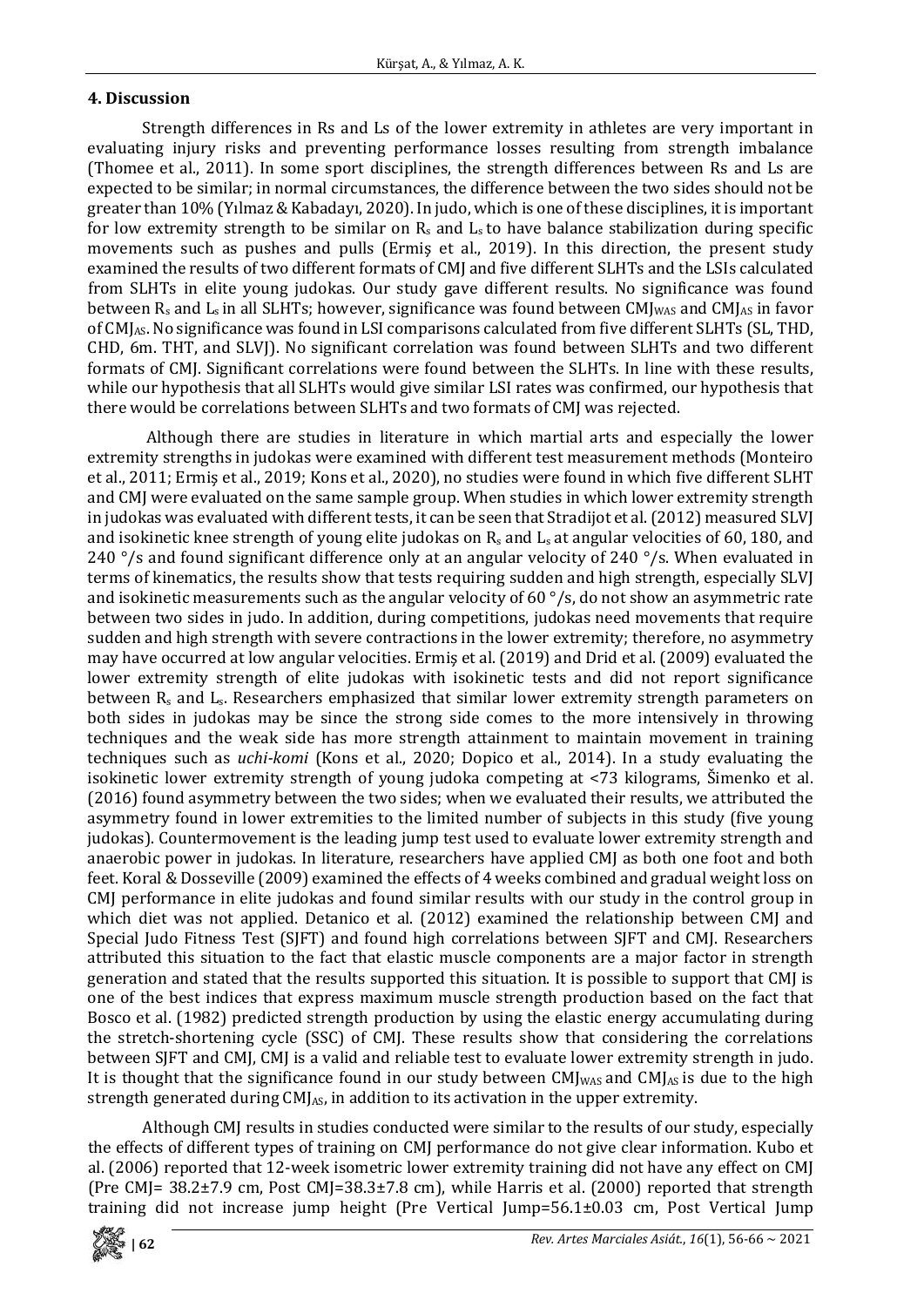## 4. Discussion

Strength differences in Rs and Ls of the lower extremity in athletes are very important in evaluating injury risks and preventing performance losses resulting from strength imbalance (Thomee et al., 2011). In some sport disciplines, the strength differences between Rs and Ls are expected to be similar; in normal circumstances, the difference between the two sides should not be greater than 10% (Yılmaz & Kabadayı, 2020). In judo, which is one of these disciplines, it is important for low extremity strength to be similar on $R_s$ and $L_s$ to have balance stabilization during specific movements such as pushes and pulls (Ermiş et al., 2019). In this direction, the present study examined the results of two different formats of CMJ and five different SLHTs and the LSIs calculated from SLHTs in elite young judokas. Our study gave different results. No significance was found between $R_s$ and $L_s$ in all SLHTs; however, significance was found between $CMJ_{WAS}$ and $CMJ_{AS}$ in favor of $CMJ_{AS}$. No significance was found in LSI comparisons calculated from five different SLHTs (SL, THD, CHD, 6m. THT, and SLVJ). No significant correlation was found between SLHTs and two different formats of CMJ. Significant correlations were found between the SLHTs. In line with these results, while our hypothesis that all SLHTs would give similar LSI rates was confirmed, our hypothesis that there would be correlations between SLHTs and two formats of CMJ was rejected.

Although there are studies in literature in which martial arts and especially the lower extremity strengths in judokas were examined with different test measurement methods (Monteiro et al., 2011; Ermiş et al., 2019; Kons et al., 2020), no studies were found in which five different SLHT and CMJ were evaluated on the same sample group. When studies in which lower extremity strength in judokas was evaluated with different tests, it can be seen that Stradijot et al. (2012) measured SLVJ and isokinetic knee strength of young elite judokas on $R_s$ and $L_s$ at angular velocities of 60, 180, and 240 °/s and found significant difference only at an angular velocity of 240 °/s. When evaluated in terms of kinematics, the results show that tests requiring sudden and high strength, especially SLVJ and isokinetic measurements such as the angular velocity of 60 °/s, do not show an asymmetric rate between two sides in judo. In addition, during competitions, judokas need movements that require sudden and high strength with severe contractions in the lower extremity; therefore, no asymmetry may have occurred at low angular velocities. Ermiş et al. (2019) and Drid et al. (2009) evaluated the lower extremity strength of elite judokas with isokinetic tests and did not report significance between $R_s$ and $L_s$. Researchers emphasized that similar lower extremity strength parameters on both sides in judokas may be since the strong side comes to the more intensively in throwing techniques and the weak side has more strength attainment to maintain movement in training techniques such as *uchi-komi* (Kons et al., 2020; Dopico et al., 2014). In a study evaluating the isokinetic lower extremity strength of young judoka competing at <73 kilograms, Šimenko et al. (2016) found asymmetry between the two sides; when we evaluated their results, we attributed the asymmetry found in lower extremities to the limited number of subjects in this study (five young judokas). Countermovement is the leading jump test used to evaluate lower extremity strength and anaerobic power in judokas. In literature, researchers have applied CMJ as both one foot and both feet. Koral & Dosseville (2009) examined the effects of 4 weeks combined and gradual weight loss on CMJ performance in elite judokas and found similar results with our study in the control group in which diet was not applied. Detanico et al. (2012) examined the relationship between CMJ and Special Judo Fitness Test (SJFT) and found high correlations between SJFT and CMJ. Researchers attributed this situation to the fact that elastic muscle components are a major factor in strength generation and stated that the results supported this situation. It is possible to support that CMJ is one of the best indices that express maximum muscle strength production based on the fact that Bosco et al. (1982) predicted strength production by using the elastic energy accumulating during the stretch-shortening cycle (SSC) of CMJ. These results show that considering the correlations between SJFT and CMJ, CMJ is a valid and reliable test to evaluate lower extremity strength in judo. It is thought that the significance found in our study between $CMJ_{WAS}$ and $CMJ_{AS}$ is due to the high strength generated during $CMJ_{AS}$, in addition to its activation in the upper extremity.

Although CMJ results in studies conducted were similar to the results of our study, especially the effects of different types of training on CMJ performance do not give clear information. Kubo et al. (2006) reported that 12-week isometric lower extremity training did not have any effect on CMJ (Pre CMJ= 38.2±7.9 cm, Post CMJ=38.3±7.8 cm), while Harris et al. (2000) reported that strength training did not increase jump height (Pre Vertical Jump=56.1±0.03 cm, Post Vertical Jump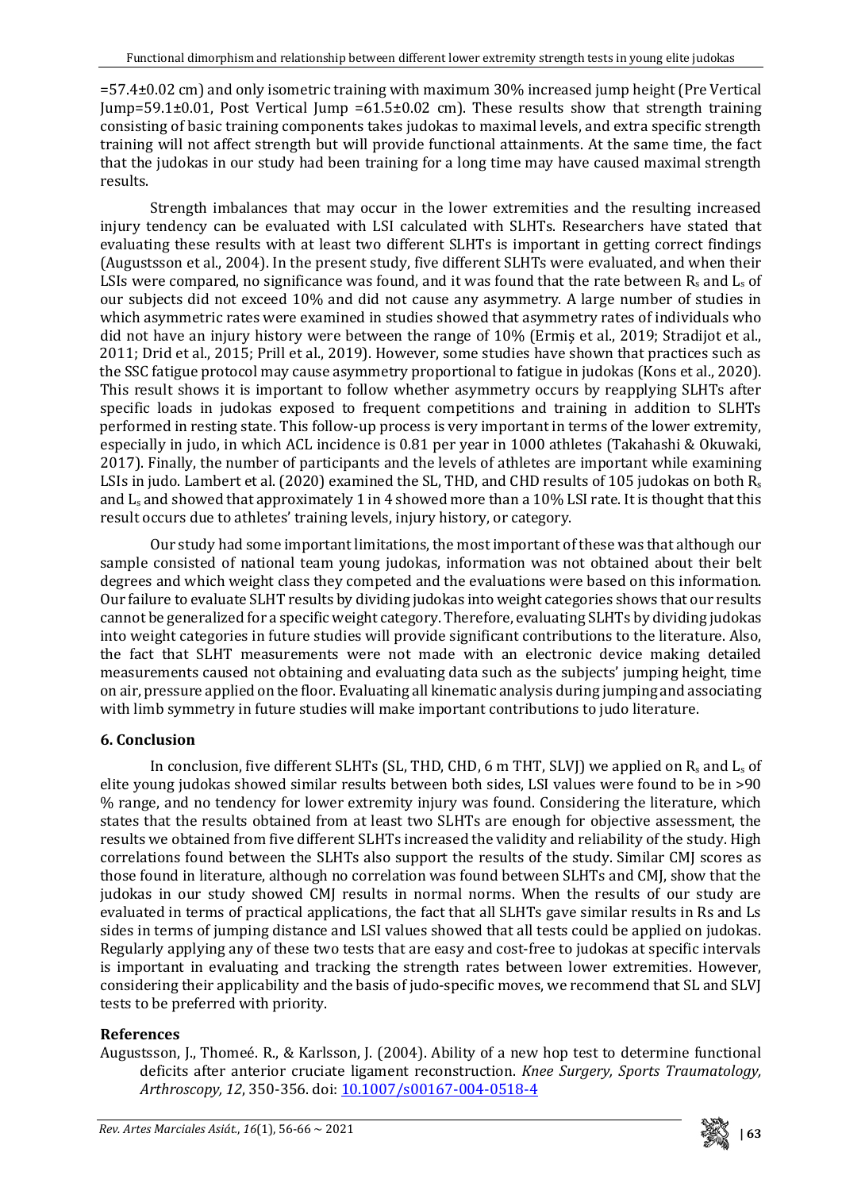=57.4±0.02 cm) and only isometric training with maximum 30% increased jump height (Pre Vertical Jump=59.1±0.01, Post Vertical Jump =61.5±0.02 cm). These results show that strength training consisting of basic training components takes judokas to maximal levels, and extra specific strength training will not affect strength but will provide functional attainments. At the same time, the fact that the judokas in our study had been training for a long time may have caused maximal strength results.

Strength imbalances that may occur in the lower extremities and the resulting increased injury tendency can be evaluated with LSI calculated with SLHTs. Researchers have stated that evaluating these results with at least two different SLHTs is important in getting correct findings (Augustsson et al., 2004). In the present study, five different SLHTs were evaluated, and when their LSIs were compared, no significance was found, and it was found that the rate between $R_s$ and $L_s$ of our subjects did not exceed 10% and did not cause any asymmetry. A large number of studies in which asymmetric rates were examined in studies showed that asymmetry rates of individuals who did not have an injury history were between the range of 10% (Ermiş et al., 2019; Stradijot et al., 2011; Drid et al., 2015; Prill et al., 2019). However, some studies have shown that practices such as the SSC fatigue protocol may cause asymmetry proportional to fatigue in judokas (Kons et al., 2020). This result shows it is important to follow whether asymmetry occurs by reapplying SLHTs after specific loads in judokas exposed to frequent competitions and training in addition to SLHTs performed in resting state. This follow-up process is very important in terms of the lower extremity, especially in judo, in which ACL incidence is 0.81 per year in 1000 athletes (Takahashi & Okuwaki, 2017). Finally, the number of participants and the levels of athletes are important while examining LSIs in judo. Lambert et al. (2020) examined the SL, THD, and CHD results of 105 judokas on both $R_s$ and $L_s$ and showed that approximately 1 in 4 showed more than a 10% LSI rate. It is thought that this result occurs due to athletes' training levels, injury history, or category.

Our study had some important limitations, the most important of these was that although our sample consisted of national team young judokas, information was not obtained about their belt degrees and which weight class they competed and the evaluations were based on this information. Our failure to evaluate SLHT results by dividing judokas into weight categories shows that our results cannot be generalized for a specific weight category. Therefore, evaluating SLHTs by dividing judokas into weight categories in future studies will provide significant contributions to the literature. Also, the fact that SLHT measurements were not made with an electronic device making detailed measurements caused not obtaining and evaluating data such as the subjects' jumping height, time on air, pressure applied on the floor. Evaluating all kinematic analysis during jumping and associating with limb symmetry in future studies will make important contributions to judo literature.

## 6. Conclusion

In conclusion, five different SLHTs (SL, THD, CHD, 6 m THT, SLVJ) we applied on $R_s$ and $L_s$ of elite young judokas showed similar results between both sides, LSI values were found to be in >90 % range, and no tendency for lower extremity injury was found. Considering the literature, which states that the results obtained from at least two SLHTs are enough for objective assessment, the results we obtained from five different SLHTs increased the validity and reliability of the study. High correlations found between the SLHTs also support the results of the study. Similar CMJ scores as those found in literature, although no correlation was found between SLHTs and CMJ, show that the judokas in our study showed CMJ results in normal norms. When the results of our study are evaluated in terms of practical applications, the fact that all SLHTs gave similar results in Rs and Ls sides in terms of jumping distance and LSI values showed that all tests could be applied on judokas. Regularly applying any of these two tests that are easy and cost-free to judokas at specific intervals is important in evaluating and tracking the strength rates between lower extremities. However, considering their applicability and the basis of judo-specific moves, we recommend that SL and SLVJ tests to be preferred with priority.

## References

Augustsson, J., Thomeé. R., & Karlsson, J. (2004). Ability of a new hop test to determine functional deficits after anterior cruciate ligament reconstruction. *Knee Surgery, Sports Traumatology, Arthroscopy, 12*, 350-356. doi: 10.1007/s00167-004-0518-4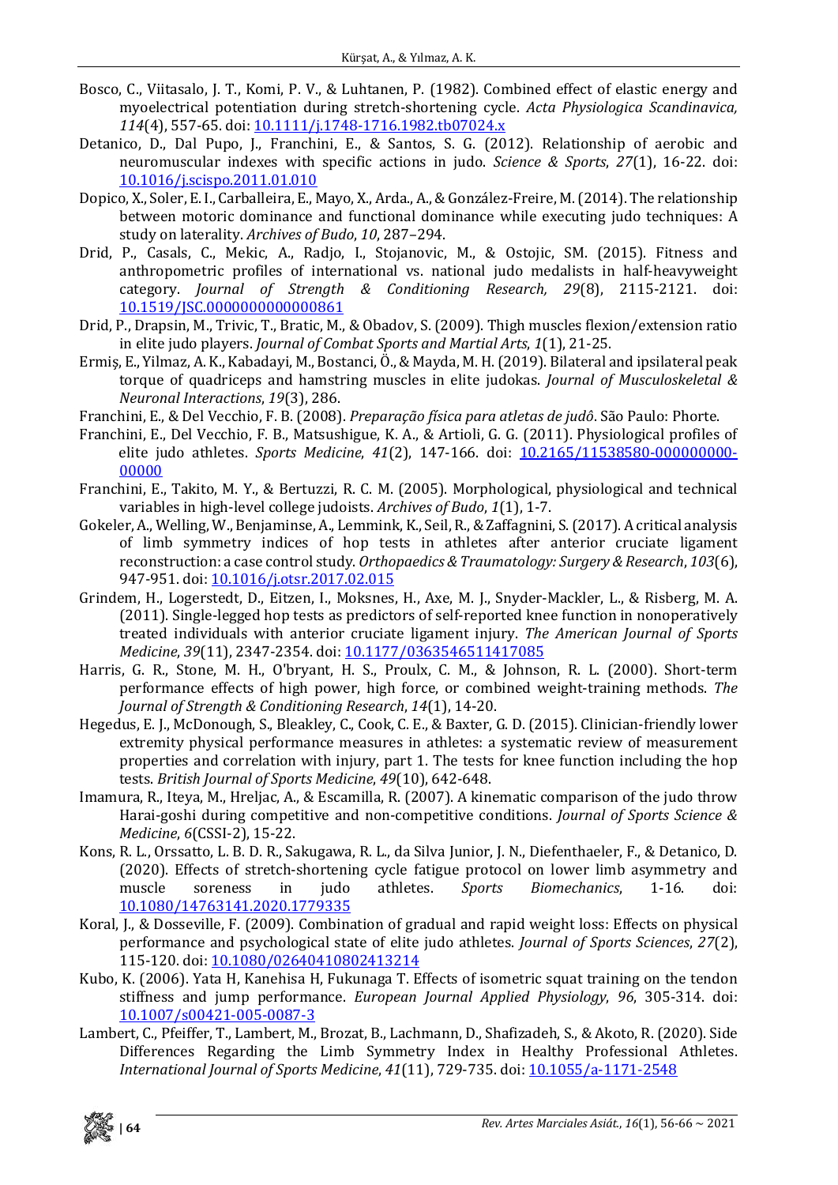Bosco, C., Viitasalo, J. T., Komi, P. V., & Luhtanen, P. (1982). Combined effect of elastic energy and myoelectrical potentiation during stretch-shortening cycle. *Acta Physiologica Scandinavica, 114*(4), 557-65. doi: 10.1111/j.1748-1716.1982.tb07024.x

Detanico, D., Dal Pupo, J., Franchini, E., & Santos, S. G. (2012). Relationship of aerobic and neuromuscular indexes with specific actions in judo. *Science & Sports*, *27*(1), 16-22. doi: 10.1016/j.scispo.2011.01.010

Dopico, X., Soler, E. I., Carballeira, E., Mayo, X., Arda., A., & González-Freire, M. (2014). The relationship between motoric dominance and functional dominance while executing judo techniques: A study on laterality. *Archives of Budo*, *10*, 287–294.

Drid, P., Casals, C., Mekic, A., Radjo, I., Stojanovic, M., & Ostojic, SM. (2015). Fitness and anthropometric profiles of international vs. national judo medalists in half-heavyweight category. *Journal of Strength & Conditioning Research, 29*(8), 2115-2121. doi: 10.1519/JSC.0000000000000861

Drid, P., Drapsin, M., Trivic, T., Bratic, M., & Obadov, S. (2009). Thigh muscles flexion/extension ratio in elite judo players. *Journal of Combat Sports and Martial Arts*, *1*(1), 21-25.

Ermiş, E., Yilmaz, A. K., Kabadayi, M., Bostanci, Ö., & Mayda, M. H. (2019). Bilateral and ipsilateral peak torque of quadriceps and hamstring muscles in elite judokas. *Journal of Musculoskeletal & Neuronal Interactions*, *19*(3), 286.

Franchini, E., & Del Vecchio, F. B. (2008). *Preparação física para atletas de judô*. São Paulo: Phorte.

Franchini, E., Del Vecchio, F. B., Matsushigue, K. A., & Artioli, G. G. (2011). Physiological profiles of elite judo athletes. *Sports Medicine*, *41*(2), 147-166. doi: 10.2165/11538580-000000000-00000

Franchini, E., Takito, M. Y., & Bertuzzi, R. C. M. (2005). Morphological, physiological and technical variables in high-level college judoists. *Archives of Budo*, *1*(1), 1-7.

Gokeler, A., Welling, W., Benjaminse, A., Lemmink, K., Seil, R., & Zaffagnini, S. (2017). A critical analysis of limb symmetry indices of hop tests in athletes after anterior cruciate ligament reconstruction: a case control study. *Orthopaedics & Traumatology: Surgery & Research*, *103*(6), 947-951. doi: 10.1016/j.otsr.2017.02.015

Grindem, H., Logerstedt, D., Eitzen, I., Moksnes, H., Axe, M. J., Snyder-Mackler, L., & Risberg, M. A. (2011). Single-legged hop tests as predictors of self-reported knee function in nonoperatively treated individuals with anterior cruciate ligament injury. *The American Journal of Sports Medicine*, *39*(11), 2347-2354. doi: 10.1177/0363546511417085

Harris, G. R., Stone, M. H., O'bryant, H. S., Proulx, C. M., & Johnson, R. L. (2000). Short-term performance effects of high power, high force, or combined weight-training methods. *The Journal of Strength & Conditioning Research*, *14*(1), 14-20.

Hegedus, E. J., McDonough, S., Bleakley, C., Cook, C. E., & Baxter, G. D. (2015). Clinician-friendly lower extremity physical performance measures in athletes: a systematic review of measurement properties and correlation with injury, part 1. The tests for knee function including the hop tests. *British Journal of Sports Medicine*, *49*(10), 642-648.

Imamura, R., Iteya, M., Hreljac, A., & Escamilla, R. (2007). A kinematic comparison of the judo throw Harai-goshi during competitive and non-competitive conditions. *Journal of Sports Science & Medicine*, *6*(CSSI-2), 15-22.

Kons, R. L., Orssatto, L. B. D. R., Sakugawa, R. L., da Silva Junior, J. N., Diefenthaeler, F., & Detanico, D. (2020). Effects of stretch-shortening cycle fatigue protocol on lower limb asymmetry and muscle soreness in judo athletes. *Sports Biomechanics*, 1-16. doi: 10.1080/14763141.2020.1779335

Koral, J., & Dosseville, F. (2009). Combination of gradual and rapid weight loss: Effects on physical performance and psychological state of elite judo athletes. *Journal of Sports Sciences*, *27*(2), 115-120. doi: 10.1080/02640410802413214

Kubo, K. (2006). Yata H, Kanehisa H, Fukunaga T. Effects of isometric squat training on the tendon stiffness and jump performance. *European Journal Applied Physiology*, *96*, 305-314. doi: 10.1007/s00421-005-0087-3

Lambert, C., Pfeiffer, T., Lambert, M., Brozat, B., Lachmann, D., Shafizadeh, S., & Akoto, R. (2020). Side Differences Regarding the Limb Symmetry Index in Healthy Professional Athletes. *International Journal of Sports Medicine*, *41*(11), 729-735. doi: 10.1055/a-1171-2548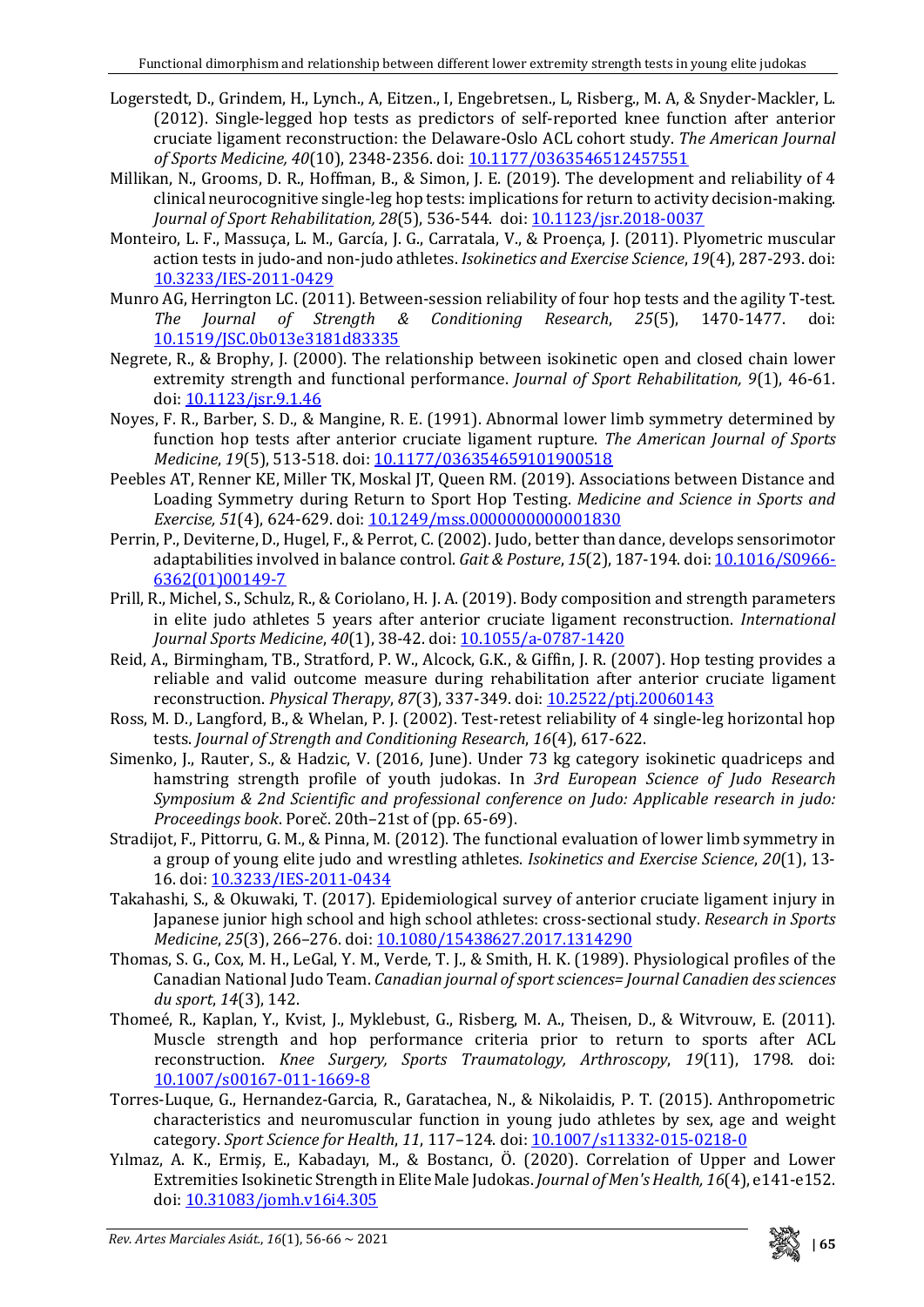Logerstedt, D., Grindem, H., Lynch., A, Eitzen., I, Engebretsen., L, Risberg., M. A, & Snyder-Mackler, L. (2012). Single-legged hop tests as predictors of self-reported knee function after anterior cruciate ligament reconstruction: the Delaware-Oslo ACL cohort study. *The American Journal of Sports Medicine, 40*(10), 2348-2356. doi: 10.1177/0363546512457551

Millikan, N., Grooms, D. R., Hoffman, B., & Simon, J. E. (2019). The development and reliability of 4 clinical neurocognitive single-leg hop tests: implications for return to activity decision-making. *Journal of Sport Rehabilitation, 28*(5), 536-544. doi: 10.1123/jsr.2018-0037

Monteiro, L. F., Massuça, L. M., García, J. G., Carratala, V., & Proença, J. (2011). Plyometric muscular action tests in judo-and non-judo athletes. *Isokinetics and Exercise Science*, *19*(4), 287-293. doi: 10.3233/IES-2011-0429

Munro AG, Herrington LC. (2011). Between-session reliability of four hop tests and the agility T-test. *The Journal of Strength & Conditioning Research*, *25*(5), 1470-1477. doi: 10.1519/JSC.0b013e3181d83335

Negrete, R., & Brophy, J. (2000). The relationship between isokinetic open and closed chain lower extremity strength and functional performance. *Journal of Sport Rehabilitation, 9*(1), 46-61. doi: 10.1123/jsr.9.1.46

Noyes, F. R., Barber, S. D., & Mangine, R. E. (1991). Abnormal lower limb symmetry determined by function hop tests after anterior cruciate ligament rupture. *The American Journal of Sports Medicine*, *19*(5), 513-518. doi: 10.1177/036354659101900518

Peebles AT, Renner KE, Miller TK, Moskal JT, Queen RM. (2019). Associations between Distance and Loading Symmetry during Return to Sport Hop Testing. *Medicine and Science in Sports and Exercise, 51*(4), 624-629. doi: 10.1249/mss.0000000000001830

Perrin, P., Deviterne, D., Hugel, F., & Perrot, C. (2002). Judo, better than dance, develops sensorimotor adaptabilities involved in balance control. *Gait & Posture*, *15*(2), 187-194. doi: 10.1016/S0966-6362(01)00149-7

Prill, R., Michel, S., Schulz, R., & Coriolano, H. J. A. (2019). Body composition and strength parameters in elite judo athletes 5 years after anterior cruciate ligament reconstruction. *International Journal Sports Medicine*, *40*(1), 38-42. doi: 10.1055/a-0787-1420

Reid, A., Birmingham, TB., Stratford, P. W., Alcock, G.K., & Giffin, J. R. (2007). Hop testing provides a reliable and valid outcome measure during rehabilitation after anterior cruciate ligament reconstruction. *Physical Therapy*, *87*(3), 337-349. doi: 10.2522/ptj.20060143

Ross, M. D., Langford, B., & Whelan, P. J. (2002). Test-retest reliability of 4 single-leg horizontal hop tests. *Journal of Strength and Conditioning Research*, *16*(4), 617-622.

Simenko, J., Rauter, S., & Hadzic, V. (2016, June). Under 73 kg category isokinetic quadriceps and hamstring strength profile of youth judokas. In *3rd European Science of Judo Research Symposium & 2nd Scientific and professional conference on Judo: Applicable research in judo: Proceedings book*. Poreč. 20th–21st of (pp. 65-69).

Stradijot, F., Pittorru, G. M., & Pinna, M. (2012). The functional evaluation of lower limb symmetry in a group of young elite judo and wrestling athletes. *Isokinetics and Exercise Science*, *20*(1), 13-16. doi: 10.3233/IES-2011-0434

Takahashi, S., & Okuwaki, T. (2017). Epidemiological survey of anterior cruciate ligament injury in Japanese junior high school and high school athletes: cross-sectional study. *Research in Sports Medicine*, *25*(3), 266–276. doi: 10.1080/15438627.2017.1314290

Thomas, S. G., Cox, M. H., LeGal, Y. M., Verde, T. J., & Smith, H. K. (1989). Physiological profiles of the Canadian National Judo Team. *Canadian journal of sport sciences= Journal Canadien des sciences du sport*, *14*(3), 142.

Thomeé, R., Kaplan, Y., Kvist, J., Myklebust, G., Risberg, M. A., Theisen, D., & Witvrouw, E. (2011). Muscle strength and hop performance criteria prior to return to sports after ACL reconstruction. *Knee Surgery, Sports Traumatology, Arthroscopy*, *19*(11), 1798. doi: 10.1007/s00167-011-1669-8

Torres-Luque, G., Hernandez-Garcia, R., Garatachea, N., & Nikolaidis, P. T. (2015). Anthropometric characteristics and neuromuscular function in young judo athletes by sex, age and weight category. *Sport Science for Health*, *11*, 117–124. doi: 10.1007/s11332-015-0218-0

Yılmaz, A. K., Ermiş, E., Kabadayı, M., & Bostancı, Ö. (2020). Correlation of Upper and Lower Extremities Isokinetic Strength in Elite Male Judokas. *Journal of Men's Health, 16*(4), e141-e152. doi: 10.31083/jomh.v16i4.305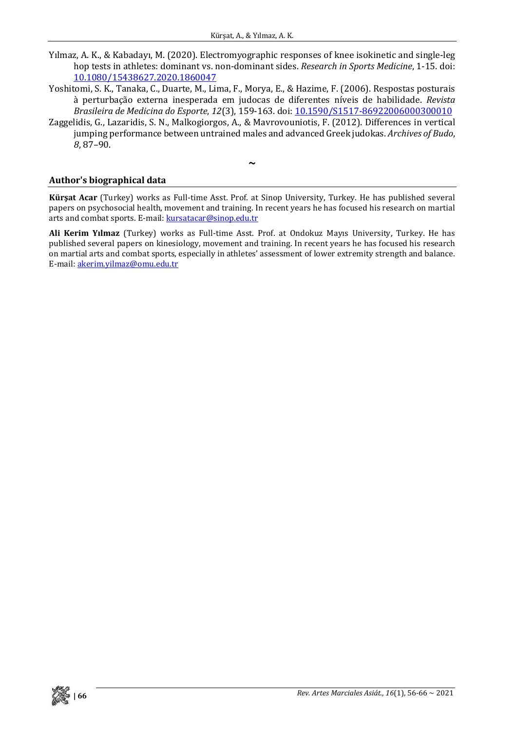Yılmaz, A. K., & Kabadayı, M. (2020). Electromyographic responses of knee isokinetic and single-leg hop tests in athletes: dominant vs. non-dominant sides. *Research in Sports Medicine*, 1-15. doi: [10.1080/15438627.2020.1860047](https://doi.org/10.1080/15438627.2020.1860047)

Yoshitomi, S. K., Tanaka, C., Duarte, M., Lima, F., Morya, E., & Hazime, F. (2006). Respostas posturais à perturbação externa inesperada em judocas de diferentes níveis de habilidade. *Revista Brasileira de Medicina do Esporte*, *12*(3), 159-163. doi: [10.1590/S1517-86922006000300010](https://doi.org/10.1590/S1517-86922006000300010)

Zaggelidis, G., Lazaridis, S. N., Malkogiorgos, A., & Mavrovouniotis, F. (2012). Differences in vertical jumping performance between untrained males and advanced Greek judokas. *Archives of Budo*, *8*, 87–90.

~

## Author's biographical data

**Kürşat Acar** (Turkey) works as Full-time Asst. Prof. at Sinop University, Turkey. He has published several papers on psychosocial health, movement and training. In recent years he has focused his research on martial arts and combat sports. E-mail: kursatacar@sinop.edu.tr

**Ali Kerim Yılmaz** (Turkey) works as Full-time Asst. Prof. at Ondokuz Mayıs University, Turkey. He has published several papers on kinesiology, movement and training. In recent years he has focused his research on martial arts and combat sports, especially in athletes' assessment of lower extremity strength and balance. E-mail: akerim.yilmaz@omu.edu.tr